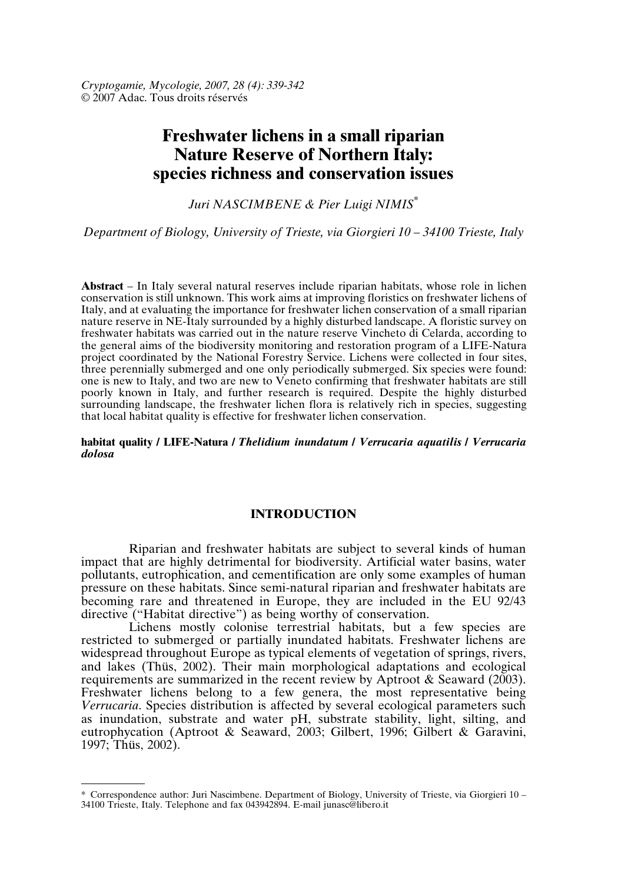# Freshwater lichens in a small riparian Nature Reserve of Northern Italy: species richness and conservation issues

*Juri NASCIMBENE & Pier Luigi NIMIS*[*]

*Department of Biology, University of Trieste, via Giorgieri 10 – 34100 Trieste, Italy*

**Abstract** – In Italy several natural reserves include riparian habitats, whose role in lichen conservation is still unknown. This work aims at improving floristics on freshwater lichens of Italy, and at evaluating the importance for freshwater lichen conservation of a small riparian nature reserve in NE-Italy surrounded by a highly disturbed landscape. A floristic survey on freshwater habitats was carried out in the nature reserve Vincheto di Celarda, according to the general aims of the biodiversity monitoring and restoration program of a LIFE-Natura project coordinated by the National Forestry Service. Lichens were collected in four sites, three perennially submerged and one only periodically submerged. Six species were found: one is new to Italy, and two are new to Veneto confirming that freshwater habitats are still poorly known in Italy, and further research is required. Despite the highly disturbed surrounding landscape, the freshwater lichen flora is relatively rich in species, suggesting that local habitat quality is effective for freshwater lichen conservation.

**habitat quality / LIFE-Natura / *Thelidium inundatum* / *Verrucaria aquatilis* / *Verrucaria dolosa***

## INTRODUCTION

Riparian and freshwater habitats are subject to several kinds of human impact that are highly detrimental for biodiversity. Artificial water basins, water pollutants, eutrophication, and cementification are only some examples of human pressure on these habitats. Since semi-natural riparian and freshwater habitats are becoming rare and threatened in Europe, they are included in the EU 92/43 directive ("Habitat directive") as being worthy of conservation.

Lichens mostly colonise terrestrial habitats, but a few species are restricted to submerged or partially inundated habitats. Freshwater lichens are widespread throughout Europe as typical elements of vegetation of springs, rivers, and lakes (Thüs, 2002). Their main morphological adaptations and ecological requirements are summarized in the recent review by Aptroot & Seaward (2003). Freshwater lichens belong to a few genera, the most representative being *Verrucaria*. Species distribution is affected by several ecological parameters such as inundation, substrate and water pH, substrate stability, light, silting, and eutrophycation (Aptroot & Seaward, 2003; Gilbert, 1996; Gilbert & Garavini, 1997; Thüs, 2002).

---

[*] Correspondence author: Juri Nascimbene. Department of Biology, University of Trieste, via Giorgieri 10 – 34100 Trieste, Italy. Telephone and fax 043942894. E-mail junasc@libero.it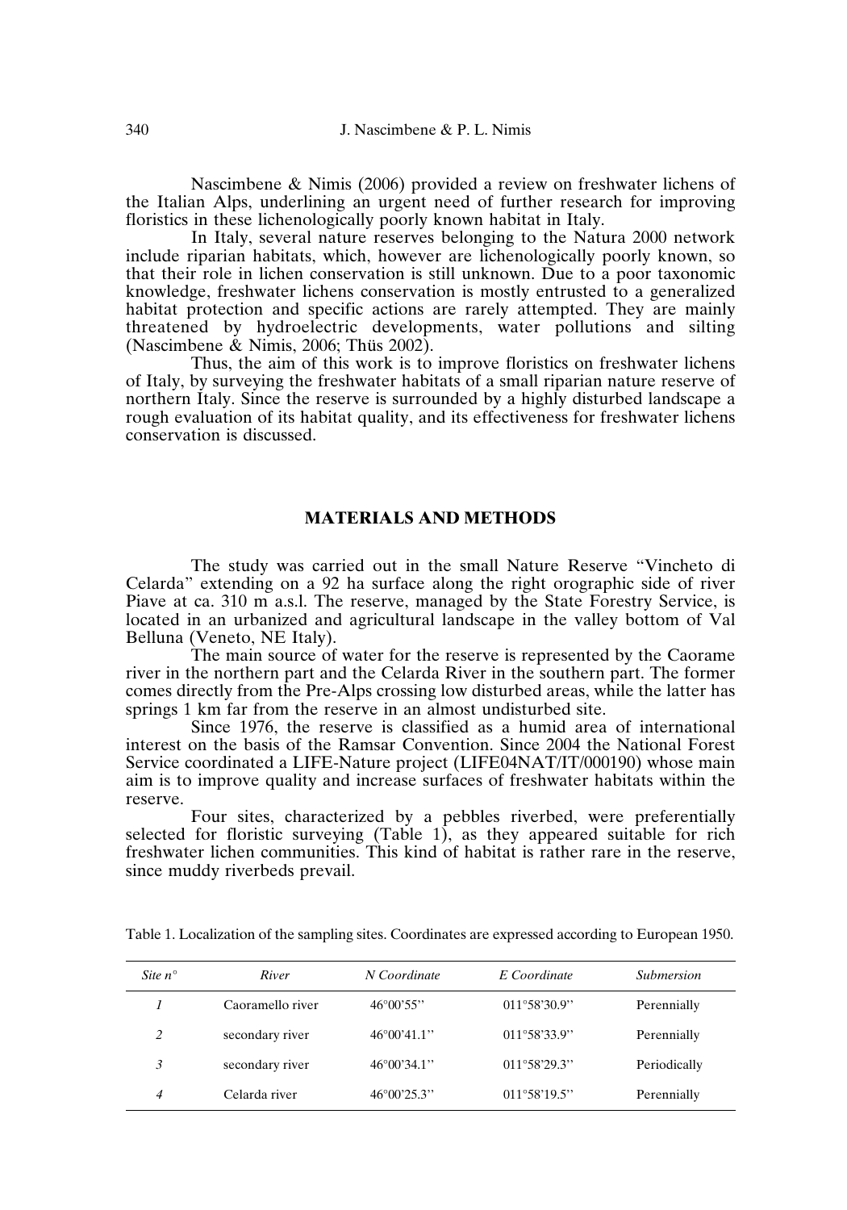Nascimbene & Nimis (2006) provided a review on freshwater lichens of the Italian Alps, underlining an urgent need of further research for improving floristics in these lichenologically poorly known habitat in Italy.

In Italy, several nature reserves belonging to the Natura 2000 network include riparian habitats, which, however are lichenologically poorly known, so that their role in lichen conservation is still unknown. Due to a poor taxonomic knowledge, freshwater lichens conservation is mostly entrusted to a generalized habitat protection and specific actions are rarely attempted. They are mainly threatened by hydroelectric developments, water pollutions and silting (Nascimbene & Nimis, 2006; Thüs 2002).

Thus, the aim of this work is to improve floristics on freshwater lichens of Italy, by surveying the freshwater habitats of a small riparian nature reserve of northern Italy. Since the reserve is surrounded by a highly disturbed landscape a rough evaluation of its habitat quality, and its effectiveness for freshwater lichens conservation is discussed.

## MATERIALS AND METHODS

The study was carried out in the small Nature Reserve "Vincheto di Celarda" extending on a 92 ha surface along the right orographic side of river Piave at ca. 310 m a.s.l. The reserve, managed by the State Forestry Service, is located in an urbanized and agricultural landscape in the valley bottom of Val Belluna (Veneto, NE Italy).

The main source of water for the reserve is represented by the Caorame river in the northern part and the Celarda River in the southern part. The former comes directly from the Pre-Alps crossing low disturbed areas, while the latter has springs 1 km far from the reserve in an almost undisturbed site.

Since 1976, the reserve is classified as a humid area of international interest on the basis of the Ramsar Convention. Since 2004 the National Forest Service coordinated a LIFE-Nature project (LIFE04NAT/IT/000190) whose main aim is to improve quality and increase surfaces of freshwater habitats within the reserve.

Four sites, characterized by a pebbles riverbed, were preferentially selected for floristic surveying (Table 1), as they appeared suitable for rich freshwater lichen communities. This kind of habitat is rather rare in the reserve, since muddy riverbeds prevail.

Table 1. Localization of the sampling sites. Coordinates are expressed according to European 1950.

| *Site n°* | *River* | *N Coordinate* | *E Coordinate* | *Submersion* |
|---|---|---|---|---|
| *1* | Caoramello river | 46°00'55'' | 011°58'30.9'' | Perennially |
| *2* | secondary river | 46°00'41.1'' | 011°58'33.9'' | Perennially |
| *3* | secondary river | 46°00'34.1'' | 011°58'29.3'' | Periodically |
| *4* | Celarda river | 46°00'25.3'' | 011°58'19.5'' | Perennially |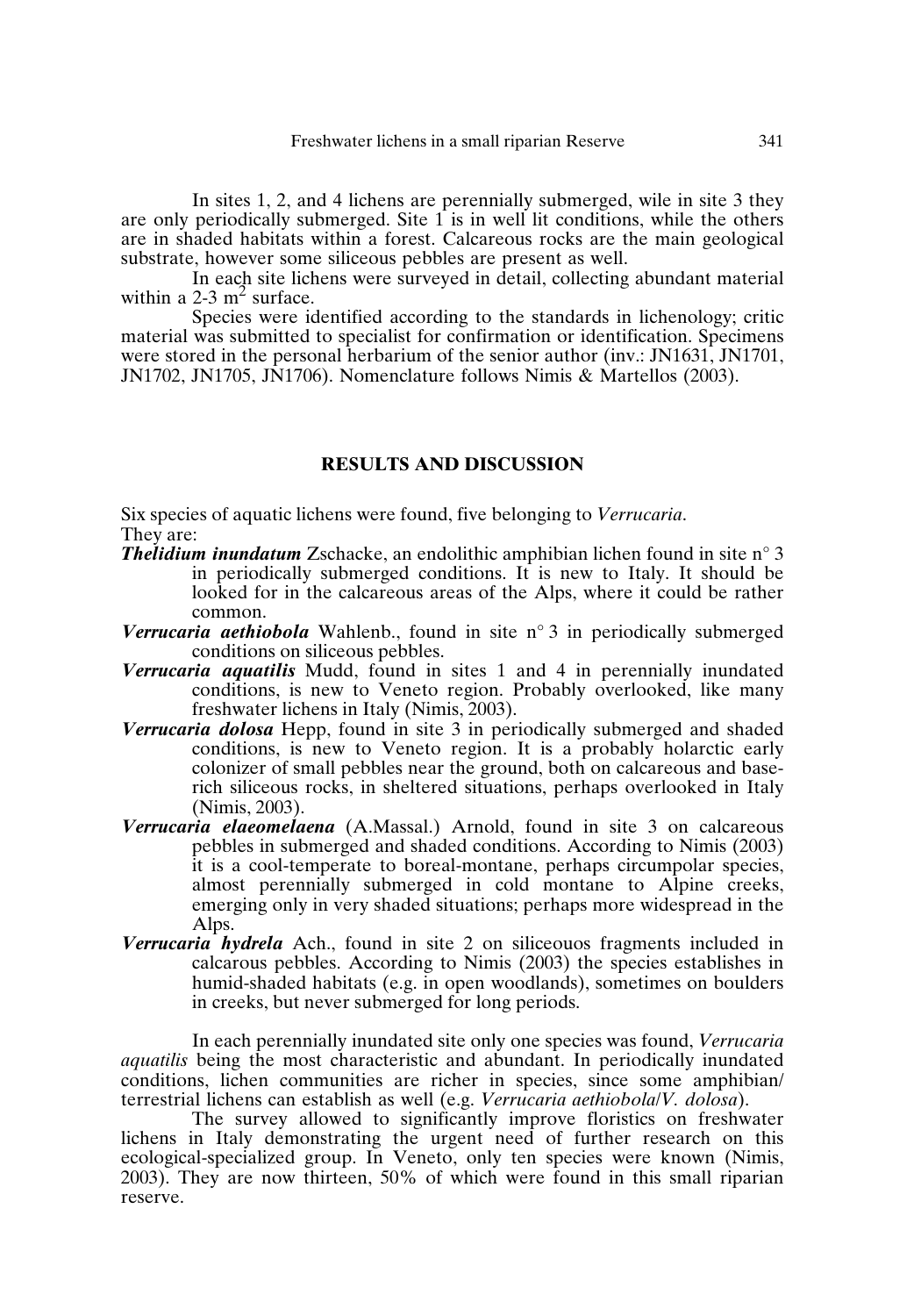In sites 1, 2, and 4 lichens are perennially submerged, wile in site 3 they are only periodically submerged. Site 1 is in well lit conditions, while the others are in shaded habitats within a forest. Calcareous rocks are the main geological substrate, however some siliceous pebbles are present as well.

In each site lichens were surveyed in detail, collecting abundant material within a 2-3 $m^2$ surface.

Species were identified according to the standards in lichenology; critic material was submitted to specialist for confirmation or identification. Specimens were stored in the personal herbarium of the senior author (inv.: JN1631, JN1701, JN1702, JN1705, JN1706). Nomenclature follows Nimis & Martellos (2003).

## RESULTS AND DISCUSSION

Six species of aquatic lichens were found, five belonging to *Verrucaria*. They are:

***Thelidium inundatum*** Zschacke, an endolithic amphibian lichen found in site n° 3 in periodically submerged conditions. It is new to Italy. It should be looked for in the calcareous areas of the Alps, where it could be rather common.

***Verrucaria aethiobola*** Wahlenb., found in site n° 3 in periodically submerged conditions on siliceous pebbles.

***Verrucaria aquatilis*** Mudd, found in sites 1 and 4 in perennially inundated conditions, is new to Veneto region. Probably overlooked, like many freshwater lichens in Italy (Nimis, 2003).

***Verrucaria dolosa*** Hepp, found in site 3 in periodically submerged and shaded conditions, is new to Veneto region. It is a probably holarctic early colonizer of small pebbles near the ground, both on calcareous and base-rich siliceous rocks, in sheltered situations, perhaps overlooked in Italy (Nimis, 2003).

***Verrucaria elaeomelaena*** (A.Massal.) Arnold, found in site 3 on calcareous pebbles in submerged and shaded conditions. According to Nimis (2003) it is a cool-temperate to boreal-montane, perhaps circumpolar species, almost perennially submerged in cold montane to Alpine creeks, emerging only in very shaded situations; perhaps more widespread in the Alps.

***Verrucaria hydrela*** Ach., found in site 2 on siliceouos fragments included in calcarous pebbles. According to Nimis (2003) the species establishes in humid-shaded habitats (e.g. in open woodlands), sometimes on boulders in creeks, but never submerged for long periods.

In each perennially inundated site only one species was found, *Verrucaria aquatilis* being the most characteristic and abundant. In periodically inundated conditions, lichen communities are richer in species, since some amphibian/terrestrial lichens can establish as well (e.g. *Verrucaria aethiobola*/*V. dolosa*).

The survey allowed to significantly improve floristics on freshwater lichens in Italy demonstrating the urgent need of further research on this ecological-specialized group. In Veneto, only ten species were known (Nimis, 2003). They are now thirteen, 50% of which were found in this small riparian reserve.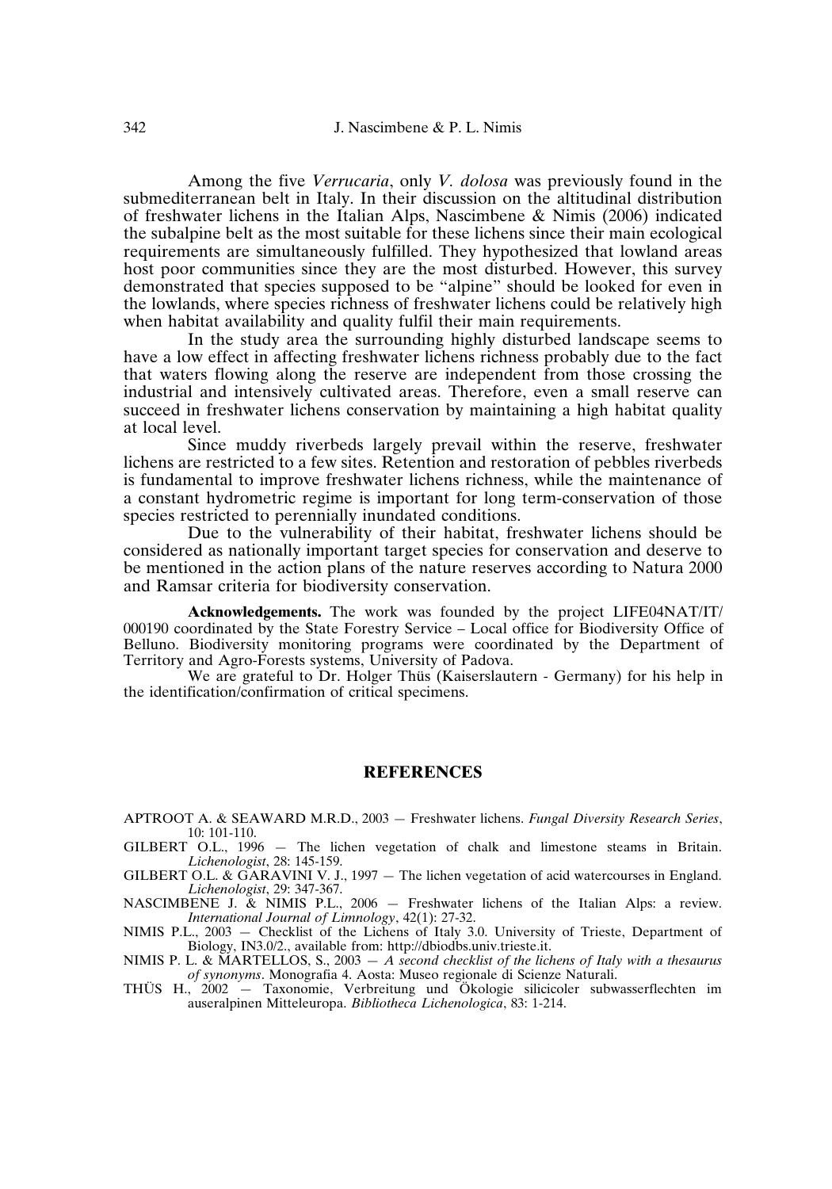Among the five *Verrucaria*, only *V. dolosa* was previously found in the submediterranean belt in Italy. In their discussion on the altitudinal distribution of freshwater lichens in the Italian Alps, Nascimbene & Nimis (2006) indicated the subalpine belt as the most suitable for these lichens since their main ecological requirements are simultaneously fulfilled. They hypothesized that lowland areas host poor communities since they are the most disturbed. However, this survey demonstrated that species supposed to be "alpine" should be looked for even in the lowlands, where species richness of freshwater lichens could be relatively high when habitat availability and quality fulfil their main requirements.

In the study area the surrounding highly disturbed landscape seems to have a low effect in affecting freshwater lichens richness probably due to the fact that waters flowing along the reserve are independent from those crossing the industrial and intensively cultivated areas. Therefore, even a small reserve can succeed in freshwater lichens conservation by maintaining a high habitat quality at local level.

Since muddy riverbeds largely prevail within the reserve, freshwater lichens are restricted to a few sites. Retention and restoration of pebbles riverbeds is fundamental to improve freshwater lichens richness, while the maintenance of a constant hydrometric regime is important for long term-conservation of those species restricted to perennially inundated conditions.

Due to the vulnerability of their habitat, freshwater lichens should be considered as nationally important target species for conservation and deserve to be mentioned in the action plans of the nature reserves according to Natura 2000 and Ramsar criteria for biodiversity conservation.

**Acknowledgements.** The work was founded by the project LIFE04NAT/IT/000190 coordinated by the State Forestry Service – Local office for Biodiversity Office of Belluno. Biodiversity monitoring programs were coordinated by the Department of Territory and Agro-Forests systems, University of Padova.

We are grateful to Dr. Holger Thüs (Kaiserslautern - Germany) for his help in the identification/confirmation of critical specimens.

## REFERENCES

APTROOT A. & SEAWARD M.R.D., 2003 — Freshwater lichens. *Fungal Diversity Research Series*, 10: 101-110.

GILBERT O.L., 1996 — The lichen vegetation of chalk and limestone steams in Britain. *Lichenologist*, 28: 145-159.

GILBERT O.L. & GARAVINI V. J., 1997 — The lichen vegetation of acid watercourses in England. *Lichenologist*, 29: 347-367.

NASCIMBENE J. & NIMIS P.L., 2006 — Freshwater lichens of the Italian Alps: a review. *International Journal of Limnology*, 42(1): 27-32.

NIMIS P.L., 2003 — Checklist of the Lichens of Italy 3.0. University of Trieste, Department of Biology, IN3.0/2., available from: http://dbiodbs.univ.trieste.it.

NIMIS P. L. & MARTELLOS, S., 2003 — *A second checklist of the lichens of Italy with a thesaurus of synonyms*. Monografia 4. Aosta: Museo regionale di Scienze Naturali.

THÜS H., 2002 — Taxonomie, Verbreitung und Ökologie silicicoler subwasserflechten im auseralpinen Mitteleuropa. *Bibliotheca Lichenologica*, 83: 1-214.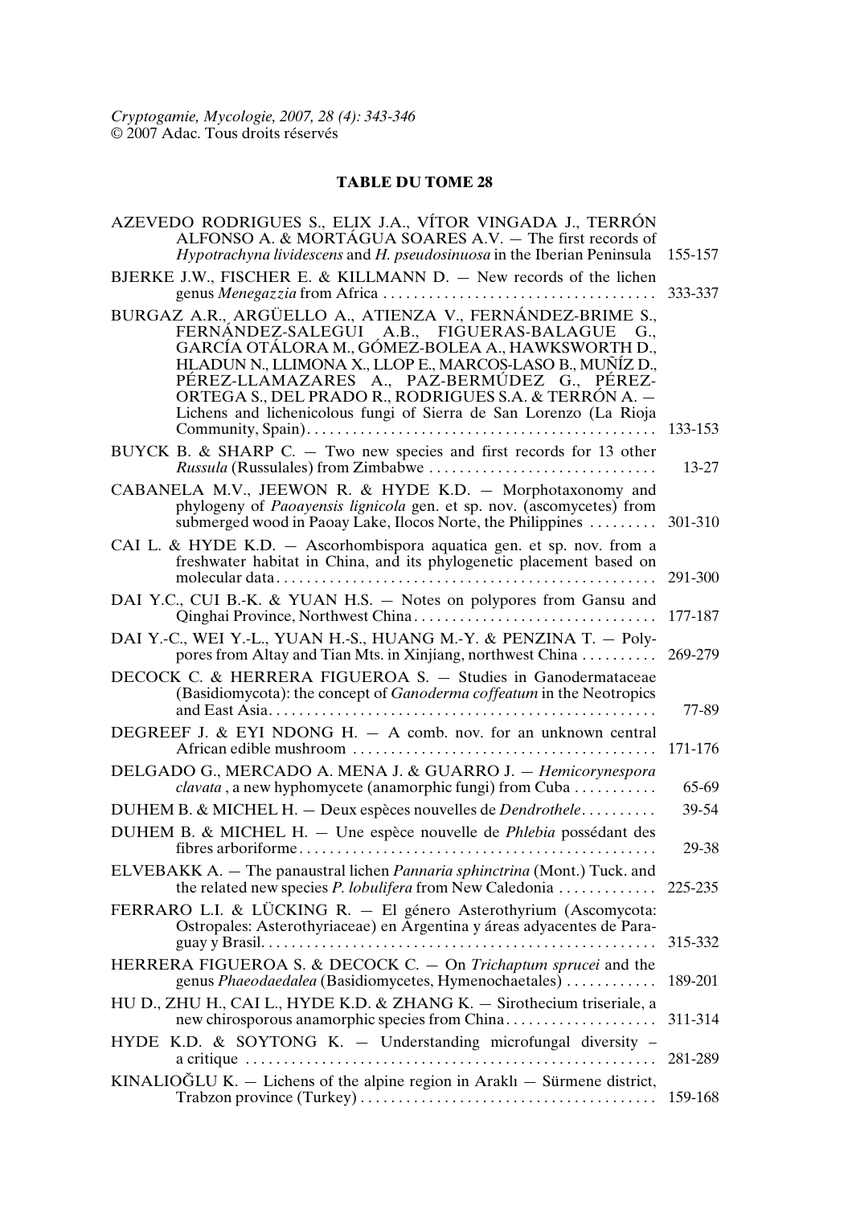*Cryptogamie, Mycologie, 2007, 28 (4): 343-346*
© 2007 Adac. Tous droits réservés

## TABLE DU TOME 28

AZEVEDO RODRIGUES S., ELIX J.A., VÍTOR VINGADA J., TERRÓN ALFONSO A. & MORTÁGUA SOARES A.V. — The first records of *Hypotrachyna lividescens* and *H. pseudosinuosa* in the Iberian Peninsula 155-157

BJERKE J.W., FISCHER E. & KILLMANN D. — New records of the lichen genus *Menegazzia* from Africa . . . . . . . . . . . . . . . . . . . . . . . . . . . . . . . . . . . . 333-337

BURGAZ A.R., ARGÜELLO A., ATIENZA V., FERNÁNDEZ-BRIME S., FERNÁNDEZ-SALEGUI A.B., FIGUERAS-BALAGUE G., GARCÍA OTÁLORA M., GÓMEZ-BOLEA A., HAWKSWORTH D., HLADUN N., LLIMONA X., LLOP E., MARCOS-LASO B., MUÑÍZ D., PÉREZ-LLAMAZARES A., PAZ-BERMÚDEZ G., PÉREZ-ORTEGA S., DEL PRADO R., RODRIGUES S.A. & TERRÓN A. — Lichens and lichenicolous fungi of Sierra de San Lorenzo (La Rioja Community, Spain). . . . . . . . . . . . . . . . . . . . . . . . . . . . . . . . . . . . . . . . . . . . . . 133-153

BUYCK B. & SHARP C. — Two new species and first records for 13 other *Russula* (Russulales) from Zimbabwe . . . . . . . . . . . . . . . . . . . . . . . . . . . . . . 13-27

CABANELA M.V., JEEWON R. & HYDE K.D. — Morphotaxonomy and phylogeny of *Paoayensis lignicola* gen. et sp. nov. (ascomycetes) from submerged wood in Paoay Lake, Ilocos Norte, the Philippines . . . . . . . . . 301-310

CAI L. & HYDE K.D. — Ascorhombispora aquatica gen. et sp. nov. from a freshwater habitat in China, and its phylogenetic placement based on molecular data . . . . . . . . . . . . . . . . . . . . . . . . . . . . . . . . . . . . . . . . . . . . . . . . . . 291-300

DAI Y.C., CUI B.-K. & YUAN H.S. — Notes on polypores from Gansu and Qinghai Province, Northwest China . . . . . . . . . . . . . . . . . . . . . . . . . . . . . . . 177-187

DAI Y.-C., WEI Y.-L., YUAN H.-S., HUANG M.-Y. & PENZINA T. — Polypores from Altay and Tian Mts. in Xinjiang, northwest China . . . . . . . . . 269-279

DECOCK C. & HERRERA FIGUEROA S. — Studies in Ganodermataceae (Basidiomycota): the concept of *Ganoderma coffeatum* in the Neotropics and East Asia . . . . . . . . . . . . . . . . . . . . . . . . . . . . . . . . . . . . . . . . . . . . . . . . . . . 77-89

DEGREEF J. & EYI NDONG H. — A comb. nov. for an unknown central African edible mushroom . . . . . . . . . . . . . . . . . . . . . . . . . . . . . . . . . . . . . . . . 171-176

DELGADO G., MERCADO A. MENA J. & GUARRO J. — *Hemicorynespora clavata* , a new hyphomycete (anamorphic fungi) from Cuba . . . . . . . . . . . 65-69

DUHEM B. & MICHEL H. — Deux espèces nouvelles de *Dendrothele* . . . . . . . . . . 39-54

DUHEM B. & MICHEL H. — Une espèce nouvelle de *Phlebia* possédant des fibres arboriforme . . . . . . . . . . . . . . . . . . . . . . . . . . . . . . . . . . . . . . . . . . . . . . . 29-38

ELVEBAKK A. — The panaustral lichen *Pannaria sphinctrina* (Mont.) Tuck. and the related new species *P. lobulifera* from New Caledonia . . . . . . . . . . . . . 225-235

FERRARO L.I. & LÜCKING R. — El género Asterothyrium (Ascomycota: Ostropales: Asterothyriaceae) en Argentina y áreas adyacentes de Paraguay y Brasil. . . . . . . . . . . . . . . . . . . . . . . . . . . . . . . . . . . . . . . . . . . . . . . . . . . 315-332

HERRERA FIGUEROA S. & DECOCK C. — On *Trichaptum sprucei* and the genus *Phaeodaedalea* (Basidiomycetes, Hymenochaetales) . . . . . . . . . . . . 189-201

HU D., ZHU H., CAI L., HYDE K.D. & ZHANG K. — Sirothecium triseriale, a new chirosporous anamorphic species from China. . . . . . . . . . . . . . . . . . . . 311-314

HYDE K.D. & SOYTONG K. — Understanding microfungal diversity – a critique . . . . . . . . . . . . . . . . . . . . . . . . . . . . . . . . . . . . . . . . . . . . . . . . . . . . . . . 281-289

KINALIOĞLU K. — Lichens of the alpine region in Araklı — Sürmene district, Trabzon province (Turkey) . . . . . . . . . . . . . . . . . . . . . . . . . . . . . . . . . . . . . . . 159-168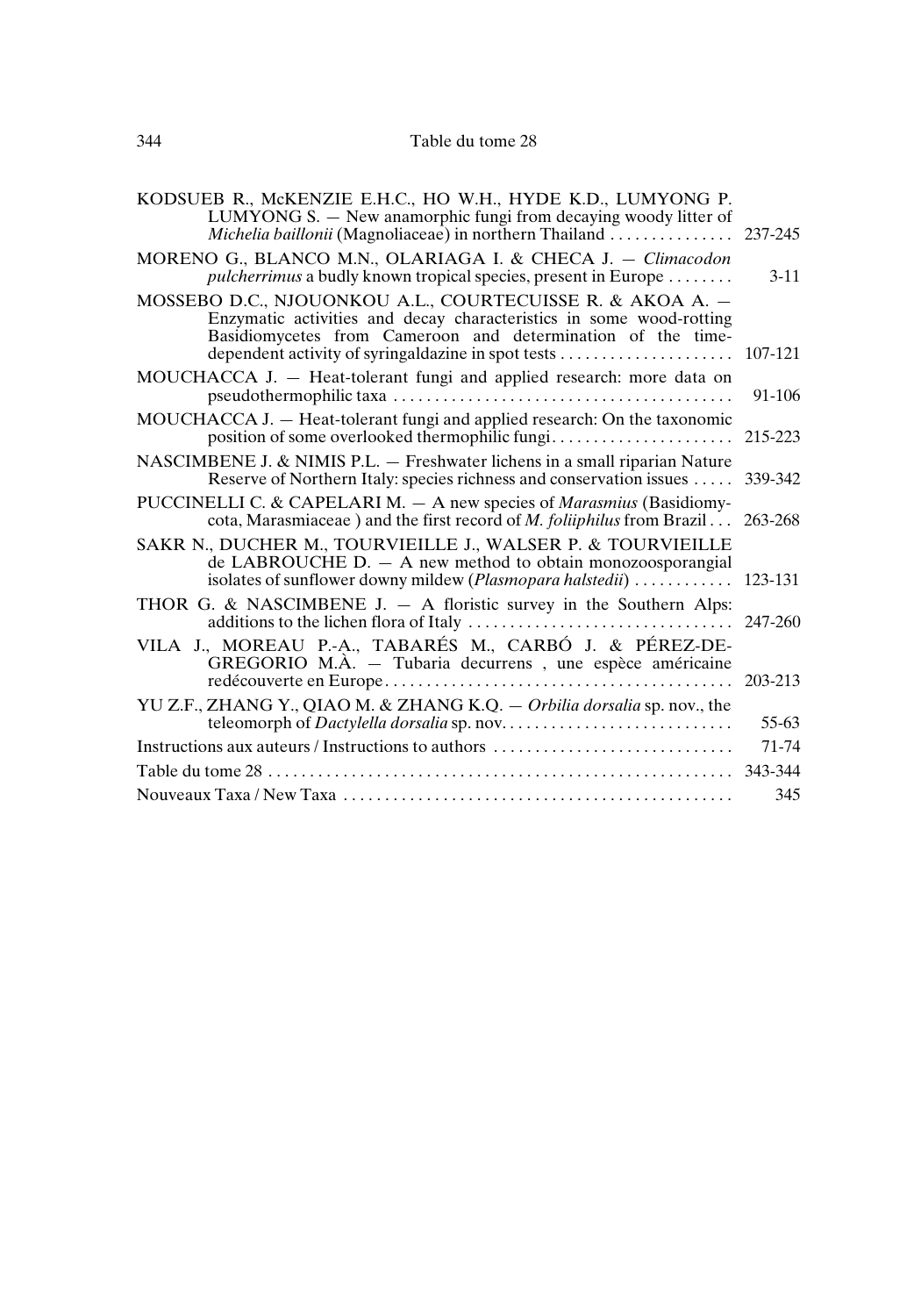KODSUEB R., McKENZIE E.H.C., HO W.H., HYDE K.D., LUMYONG P. LUMYONG S. — New anamorphic fungi from decaying woody litter of *Michelia baillonii* (Magnoliaceae) in northern Thailand . . . . . . . . . . . . . . . 237-245

MORENO G., BLANCO M.N., OLARIAGA I. & CHECA J. — *Climacodon pulcherrimus* a budly known tropical species, present in Europe . . . . . . . . 3-11

MOSSEBO D.C., NJOUONKOU A.L., COURTECUISSE R. & AKOA A. — Enzymatic activities and decay characteristics in some wood-rotting Basidiomycetes from Cameroon and determination of the time-dependent activity of syringaldazine in spot tests . . . . . . . . . . . . . . . . . . . . . 107-121

MOUCHACCA J. — Heat-tolerant fungi and applied research: more data on pseudothermophilic taxa . . . . . . . . . . . . . . . . . . . . . . . . . . . . . . . . . . . . . . . . . 91-106

MOUCHACCA J. — Heat-tolerant fungi and applied research: On the taxonomic position of some overlooked thermophilic fungi. . . . . . . . . . . . . . . . . . . . . . 215-223

NASCIMBENE J. & NIMIS P.L. — Freshwater lichens in a small riparian Nature Reserve of Northern Italy: species richness and conservation issues . . . . . 339-342

PUCCINELLI C. & CAPELARI M. — A new species of *Marasmius* (Basidiomycota, Marasmiaceae ) and the first record of *M. foliiphilus* from Brazil . . . 263-268

SAKR N., DUCHER M., TOURVIEILLE J., WALSER P. & TOURVIEILLE de LABROUCHE D. — A new method to obtain monozoosporangial isolates of sunflower downy mildew (*Plasmopara halstedii*) . . . . . . . . . . . 123-131

THOR G. & NASCIMBENE J. — A floristic survey in the Southern Alps: additions to the lichen flora of Italy . . . . . . . . . . . . . . . . . . . . . . . . . . . . . . . . 247-260

VILA J., MOREAU P.-A., TABARÉS M., CARBÓ J. & PÉREZ-DE-GREGORIO M.À. — Tubaria decurrens , une espèce américaine redécouverte en Europe. . . . . . . . . . . . . . . . . . . . . . . . . . . . . . . . . . . . . . . . . . 203-213

YU Z.F., ZHANG Y., QIAO M. & ZHANG K.Q. — *Orbilia dorsalia* sp. nov., the teleomorph of *Dactylella dorsalia* sp. nov. . . . . . . . . . . . . . . . . . . . . . . . . . . . 55-63

Instructions aux auteurs / Instructions to authors . . . . . . . . . . . . . . . . . . . . . . . . . . . . 71-74

Table du tome 28 . . . . . . . . . . . . . . . . . . . . . . . . . . . . . . . . . . . . . . . . . . . . . . . . . . . . . 343-344

Nouveaux Taxa / New Taxa . . . . . . . . . . . . . . . . . . . . . . . . . . . . . . . . . . . . . . . . . . . . . . 345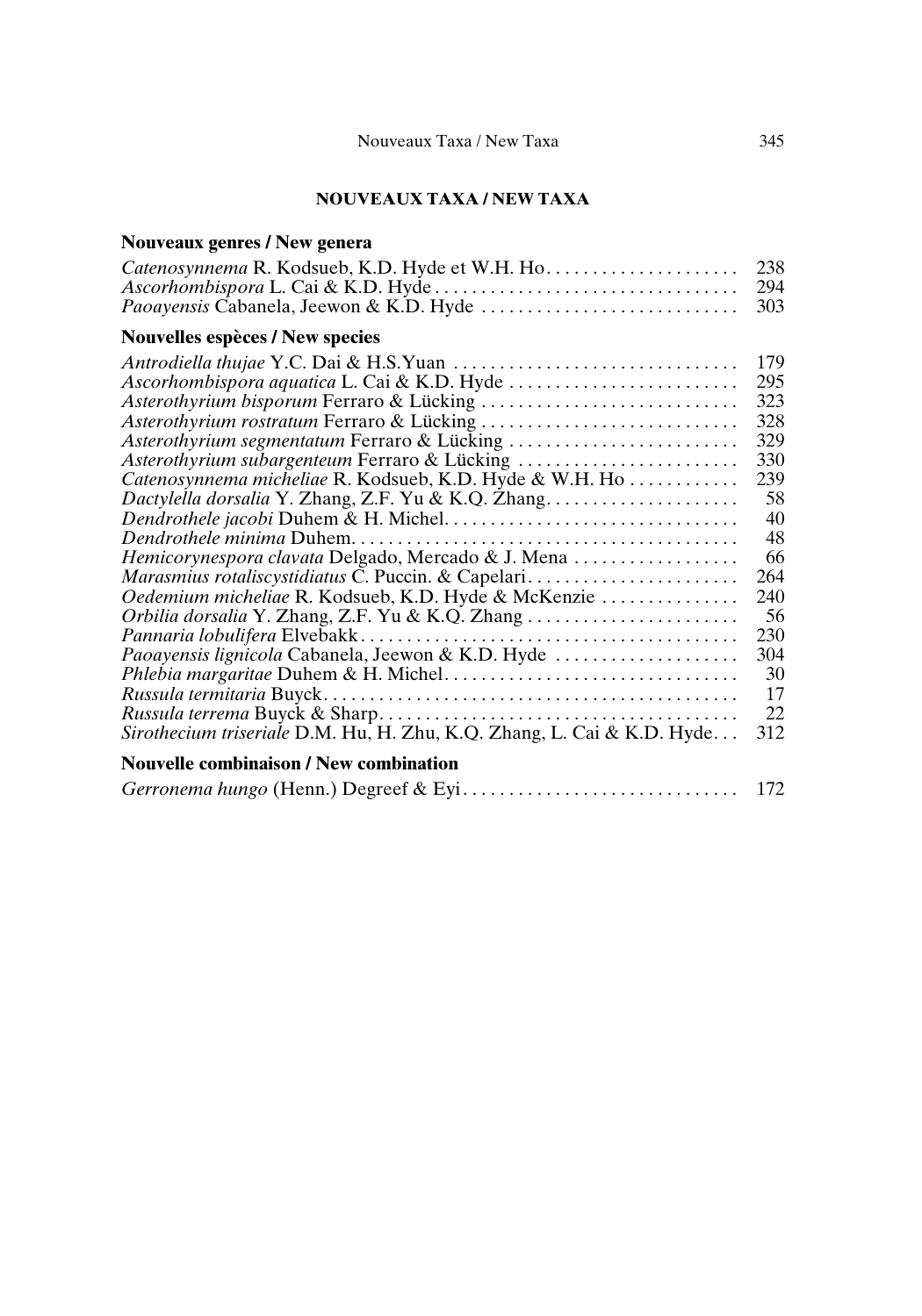## NOUVEAUX TAXA / NEW TAXA

### Nouveaux genres / New genera

*Catenosynnema* R. Kodsueb, K.D. Hyde et W.H. Ho.................... 238
*Ascorhombispora* L. Cai & K.D. Hyde.................................. 294
*Paoayensis* Cabanela, Jeewon & K.D. Hyde ............................ 303

### Nouvelles espèces / New species

*Antrodiella thujae* Y.C. Dai & H.S.Yuan ............................... 179
*Ascorhombispora aquatica* L. Cai & K.D. Hyde ......................... 295
*Asterothyrium bisporum* Ferraro & Lücking ............................ 323
*Asterothyrium rostratum* Ferraro & Lücking ............................ 328
*Asterothyrium segmentatum* Ferraro & Lücking ......................... 329
*Asterothyrium subargenteum* Ferraro & Lücking ........................ 330
*Catenosynnema micheliae* R. Kodsueb, K.D. Hyde & W.H. Ho ........... 239
*Dactylella dorsalia* Y. Zhang, Z.F. Yu & K.Q. Zhang..................... 58
*Dendrothele jacobi* Duhem & H. Michel.................................. 40
*Dendrothele minima* Duhem.............................................. 48
*Hemicorynespora clavata* Delgado, Mercado & J. Mena .................. 66
*Marasmius rotaliscystidiatus* C. Puccin. & Capelari....................... 264
*Oedemium micheliae* R. Kodsueb, K.D. Hyde & McKenzie ............... 240
*Orbilia dorsalia* Y. Zhang, Z.F. Yu & K.Q. Zhang ........................ 56
*Pannaria lobulifera* Elvebakk............................................. 230
*Paoayensis lignicola* Cabanela, Jeewon & K.D. Hyde .................... 304
*Phlebia margaritae* Duhem & H. Michel.................................... 30
*Russula termitaria* Buyck................................................. 17
*Russula terrema* Buyck & Sharp........................................... 22
*Sirothecium triseriale* D.M. Hu, H. Zhu, K.Q. Zhang, L. Cai & K.D. Hyde... 312

### Nouvelle combinaison / New combination

*Gerronema hungo* (Henn.) Degreef & Eyi.................................. 172